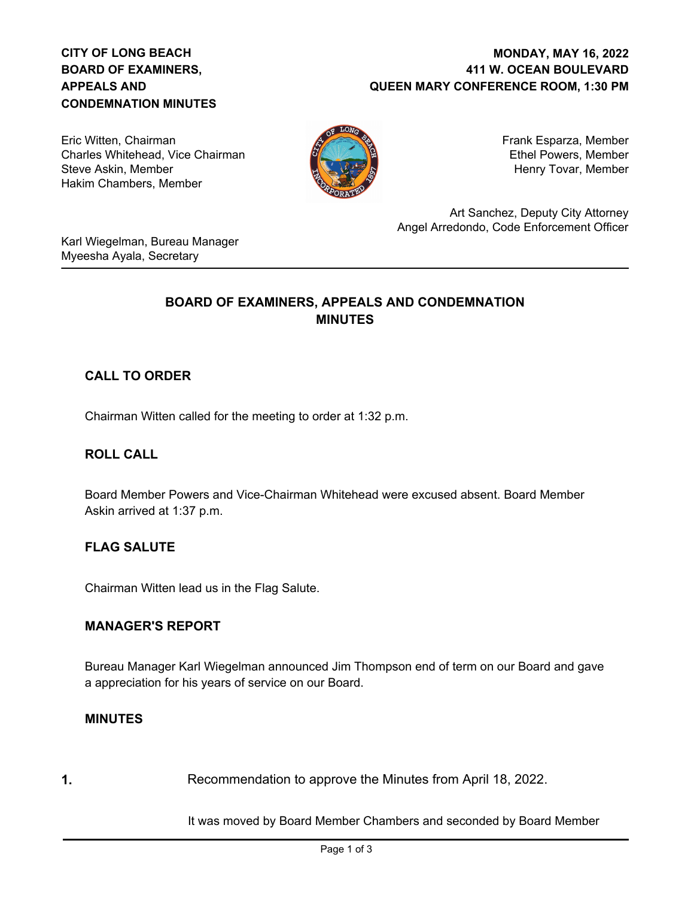**CITY OF LONG BEACH**
**BOARD OF EXAMINERS, APPEALS AND CONDEMNATION MINUTES**

**MONDAY, MAY 16, 2022**
**411 W. OCEAN BOULEVARD**
**QUEEN MARY CONFERENCE ROOM, 1:30 PM**

Eric Witten, Chairman
Charles Whitehead, Vice Chairman
Steve Askin, Member
Hakim Chambers, Member

Frank Esparza, Member
Ethel Powers, Member
Henry Tovar, Member

Art Sanchez, Deputy City Attorney
Angel Arredondo, Code Enforcement Officer

Karl Wiegelman, Bureau Manager
Myeesha Ayala, Secretary

---

# BOARD OF EXAMINERS, APPEALS AND CONDEMNATION MINUTES

## CALL TO ORDER

Chairman Witten called for the meeting to order at 1:32 p.m.

## ROLL CALL

Board Member Powers and Vice-Chairman Whitehead were excused absent. Board Member Askin arrived at 1:37 p.m.

## FLAG SALUTE

Chairman Witten lead us in the Flag Salute.

## MANAGER'S REPORT

Bureau Manager Karl Wiegelman announced Jim Thompson end of term on our Board and gave a appreciation for his years of service on our Board.

## MINUTES

**1.** Recommendation to approve the Minutes from April 18, 2022.

It was moved by Board Member Chambers and seconded by Board Member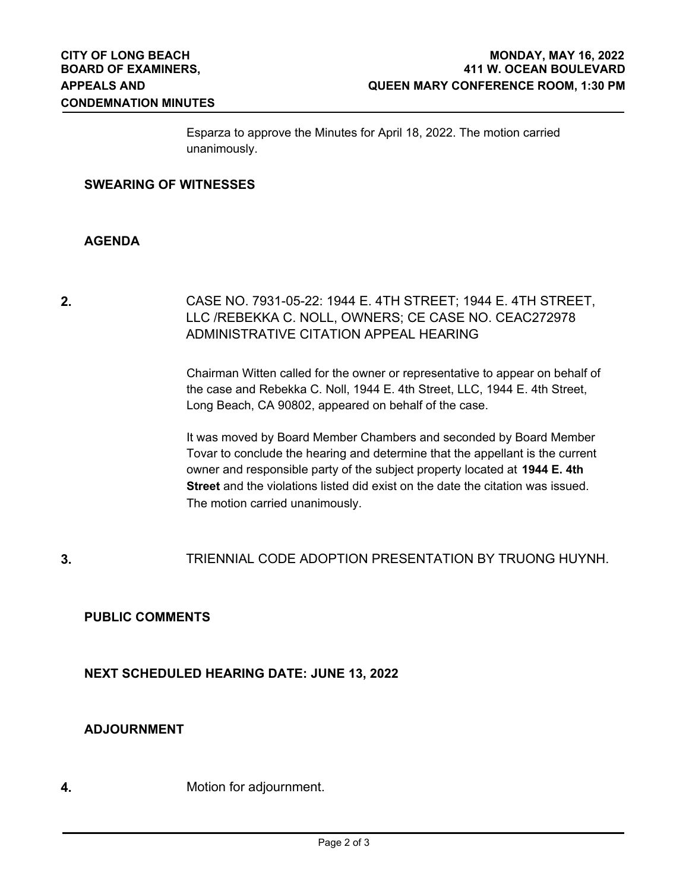Esparza to approve the Minutes for April 18, 2022. The motion carried unanimously.

## SWEARING OF WITNESSES

## AGENDA

**2.** CASE NO. 7931-05-22: 1944 E. 4TH STREET; 1944 E. 4TH STREET, LLC /REBEKKA C. NOLL, OWNERS; CE CASE NO. CEAC272978 ADMINISTRATIVE CITATION APPEAL HEARING

Chairman Witten called for the owner or representative to appear on behalf of the case and Rebekka C. Noll, 1944 E. 4th Street, LLC, 1944 E. 4th Street, Long Beach, CA 90802, appeared on behalf of the case.

It was moved by Board Member Chambers and seconded by Board Member Tovar to conclude the hearing and determine that the appellant is the current owner and responsible party of the subject property located at **1944 E. 4th Street** and the violations listed did exist on the date the citation was issued. The motion carried unanimously.

**3.** TRIENNIAL CODE ADOPTION PRESENTATION BY TRUONG HUYNH.

## PUBLIC COMMENTS

## NEXT SCHEDULED HEARING DATE: JUNE 13, 2022

## ADJOURNMENT

**4.** Motion for adjournment.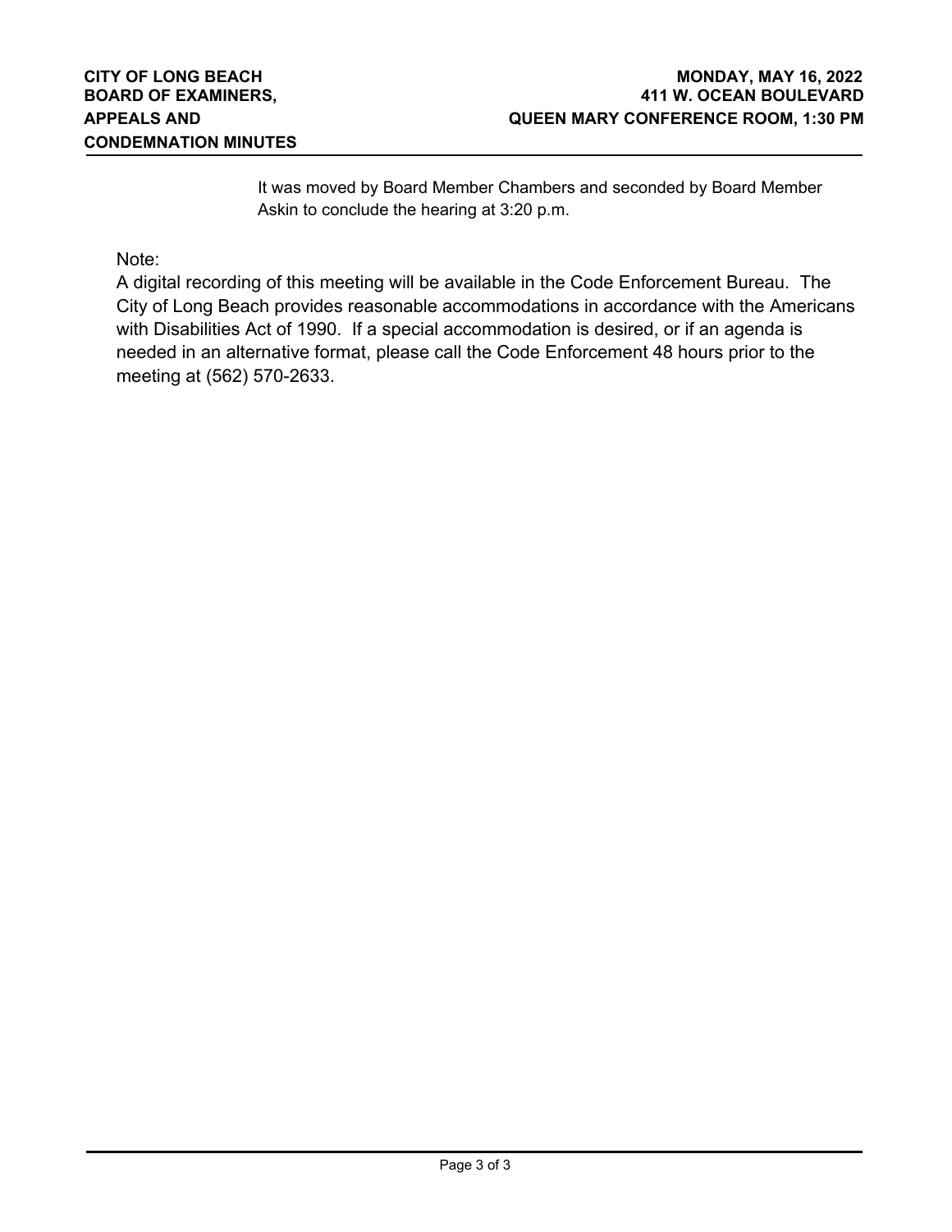It was moved by Board Member Chambers and seconded by Board Member Askin to conclude the hearing at 3:20 p.m.

Note:

A digital recording of this meeting will be available in the Code Enforcement Bureau. The City of Long Beach provides reasonable accommodations in accordance with the Americans with Disabilities Act of 1990. If a special accommodation is desired, or if an agenda is needed in an alternative format, please call the Code Enforcement 48 hours prior to the meeting at (562) 570-2633.